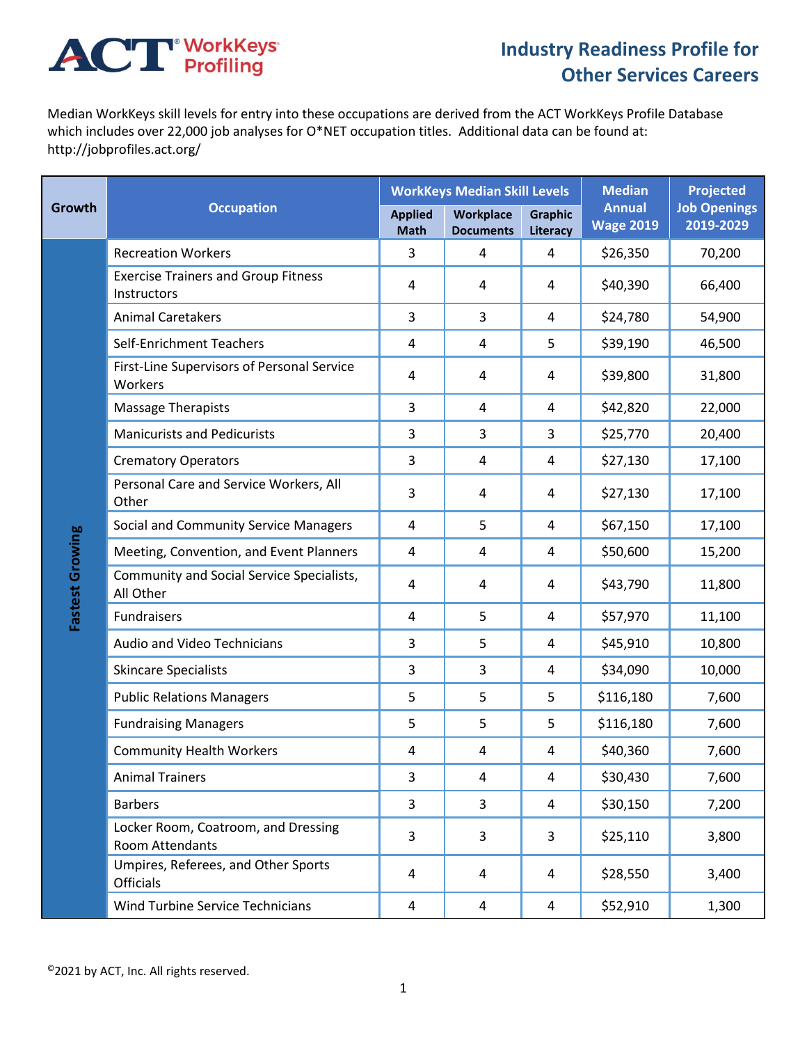ACT® WorkKeys Profiling

# Industry Readiness Profile for Other Services Careers

Median WorkKeys skill levels for entry into these occupations are derived from the ACT WorkKeys Profile Database which includes over 22,000 job analyses for O*NET occupation titles. Additional data can be found at: http://jobprofiles.act.org/

| Growth | Occupation | WorkKeys Median Skill Levels | | | Median Annual Wage 2019 | Projected Job Openings 2019-2029 |
|---|---|---|---|---|---|---|
| | | Applied Math | Workplace Documents | Graphic Literacy | | |
| Fastest Growing | Recreation Workers | 3 | 4 | 4 | $26,350 | 70,200 |
| | Exercise Trainers and Group Fitness Instructors | 4 | 4 | 4 | $40,390 | 66,400 |
| | Animal Caretakers | 3 | 3 | 4 | $24,780 | 54,900 |
| | Self-Enrichment Teachers | 4 | 4 | 5 | $39,190 | 46,500 |
| | First-Line Supervisors of Personal Service Workers | 4 | 4 | 4 | $39,800 | 31,800 |
| | Massage Therapists | 3 | 4 | 4 | $42,820 | 22,000 |
| | Manicurists and Pedicurists | 3 | 3 | 3 | $25,770 | 20,400 |
| | Crematory Operators | 3 | 4 | 4 | $27,130 | 17,100 |
| | Personal Care and Service Workers, All Other | 3 | 4 | 4 | $27,130 | 17,100 |
| | Social and Community Service Managers | 4 | 5 | 4 | $67,150 | 17,100 |
| | Meeting, Convention, and Event Planners | 4 | 4 | 4 | $50,600 | 15,200 |
| | Community and Social Service Specialists, All Other | 4 | 4 | 4 | $43,790 | 11,800 |
| | Fundraisers | 4 | 5 | 4 | $57,970 | 11,100 |
| | Audio and Video Technicians | 3 | 5 | 4 | $45,910 | 10,800 |
| | Skincare Specialists | 3 | 3 | 4 | $34,090 | 10,000 |
| | Public Relations Managers | 5 | 5 | 5 | $116,180 | 7,600 |
| | Fundraising Managers | 5 | 5 | 5 | $116,180 | 7,600 |
| | Community Health Workers | 4 | 4 | 4 | $40,360 | 7,600 |
| | Animal Trainers | 3 | 4 | 4 | $30,430 | 7,600 |
| | Barbers | 3 | 3 | 4 | $30,150 | 7,200 |
| | Locker Room, Coatroom, and Dressing Room Attendants | 3 | 3 | 3 | $25,110 | 3,800 |
| | Umpires, Referees, and Other Sports Officials | 4 | 4 | 4 | $28,550 | 3,400 |
| | Wind Turbine Service Technicians | 4 | 4 | 4 | $52,910 | 1,300 |

©2021 by ACT, Inc. All rights reserved.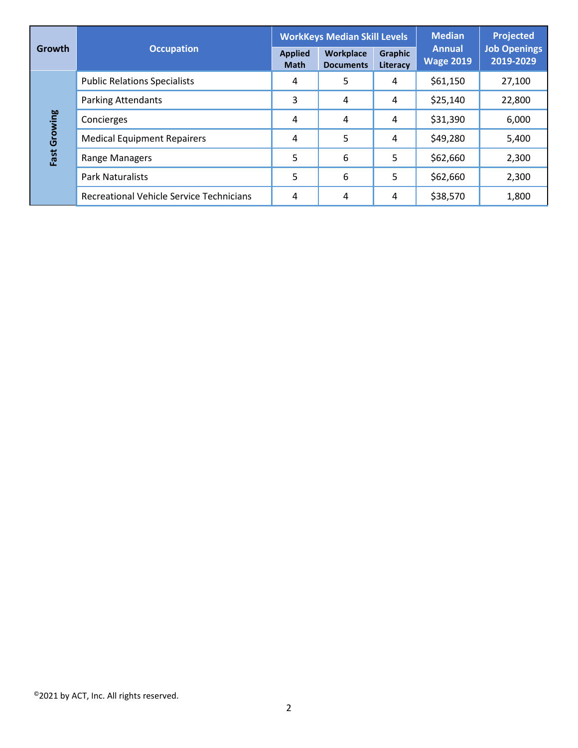| Growth | Occupation | WorkKeys Median Skill Levels | | | Median Annual Wage 2019 | Projected Job Openings 2019-2029 |
|---|---|---|---|---|---|---|
| | | Applied Math | Workplace Documents | Graphic Literacy | | |
| Fast Growing | Public Relations Specialists | 4 | 5 | 4 | $61,150 | 27,100 |
| | Parking Attendants | 3 | 4 | 4 | $25,140 | 22,800 |
| | Concierges | 4 | 4 | 4 | $31,390 | 6,000 |
| | Medical Equipment Repairers | 4 | 5 | 4 | $49,280 | 5,400 |
| | Range Managers | 5 | 6 | 5 | $62,660 | 2,300 |
| | Park Naturalists | 5 | 6 | 5 | $62,660 | 2,300 |
| | Recreational Vehicle Service Technicians | 4 | 4 | 4 | $38,570 | 1,800 |

©2021 by ACT, Inc. All rights reserved.